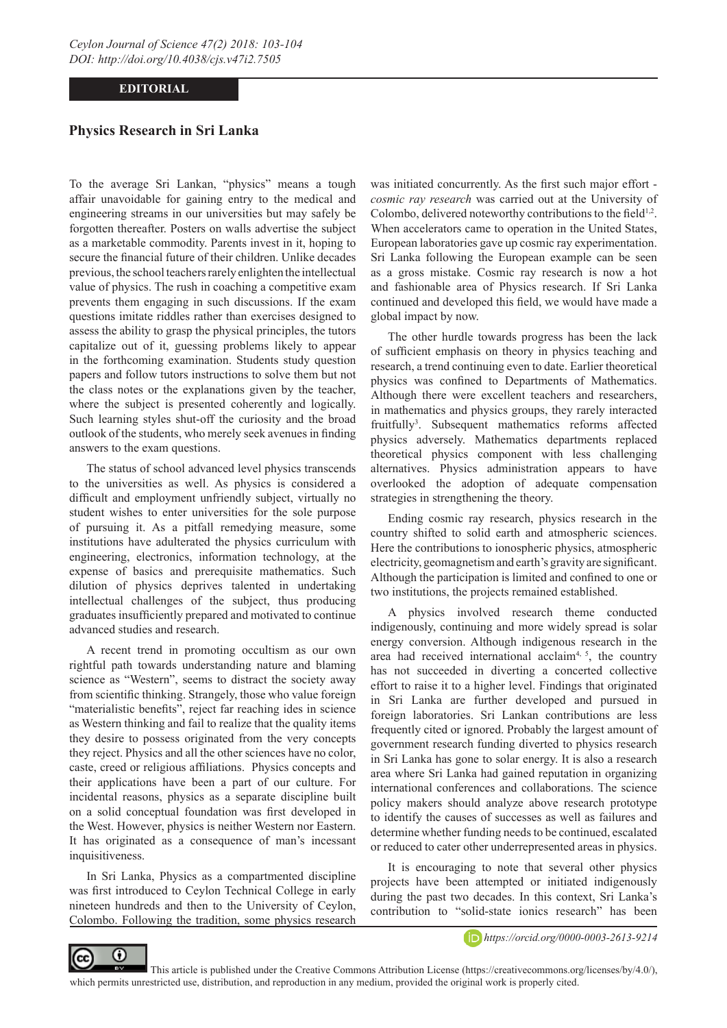EDITORIAL

# Physics Research in Sri Lanka

To the average Sri Lankan, "physics" means a tough affair unavoidable for gaining entry to the medical and engineering streams in our universities but may safely be forgotten thereafter. Posters on walls advertise the subject as a marketable commodity. Parents invest in it, hoping to secure the financial future of their children. Unlike decades previous, the school teachers rarely enlighten the intellectual value of physics. The rush in coaching a competitive exam prevents them engaging in such discussions. If the exam questions imitate riddles rather than exercises designed to assess the ability to grasp the physical principles, the tutors capitalize out of it, guessing problems likely to appear in the forthcoming examination. Students study question papers and follow tutors instructions to solve them but not the class notes or the explanations given by the teacher, where the subject is presented coherently and logically. Such learning styles shut-off the curiosity and the broad outlook of the students, who merely seek avenues in finding answers to the exam questions.

The status of school advanced level physics transcends to the universities as well. As physics is considered a difficult and employment unfriendly subject, virtually no student wishes to enter universities for the sole purpose of pursuing it. As a pitfall remedying measure, some institutions have adulterated the physics curriculum with engineering, electronics, information technology, at the expense of basics and prerequisite mathematics. Such dilution of physics deprives talented in undertaking intellectual challenges of the subject, thus producing graduates insufficiently prepared and motivated to continue advanced studies and research.

A recent trend in promoting occultism as our own rightful path towards understanding nature and blaming science as "Western", seems to distract the society away from scientific thinking. Strangely, those who value foreign "materialistic benefits", reject far reaching ides in science as Western thinking and fail to realize that the quality items they desire to possess originated from the very concepts they reject. Physics and all the other sciences have no color, caste, creed or religious affiliations. Physics concepts and their applications have been a part of our culture. For incidental reasons, physics as a separate discipline built on a solid conceptual foundation was first developed in the West. However, physics is neither Western nor Eastern. It has originated as a consequence of man's incessant inquisitiveness.

In Sri Lanka, Physics as a compartmented discipline was first introduced to Ceylon Technical College in early nineteen hundreds and then to the University of Ceylon, Colombo. Following the tradition, some physics research was initiated concurrently. As the first such major effort - *cosmic ray research* was carried out at the University of Colombo, delivered noteworthy contributions to the field[1,2]. When accelerators came to operation in the United States, European laboratories gave up cosmic ray experimentation. Sri Lanka following the European example can be seen as a gross mistake. Cosmic ray research is now a hot and fashionable area of Physics research. If Sri Lanka continued and developed this field, we would have made a global impact by now.

The other hurdle towards progress has been the lack of sufficient emphasis on theory in physics teaching and research, a trend continuing even to date. Earlier theoretical physics was confined to Departments of Mathematics. Although there were excellent teachers and researchers, in mathematics and physics groups, they rarely interacted fruitfully[3]. Subsequent mathematics reforms affected physics adversely. Mathematics departments replaced theoretical physics component with less challenging alternatives. Physics administration appears to have overlooked the adoption of adequate compensation strategies in strengthening the theory.

Ending cosmic ray research, physics research in the country shifted to solid earth and atmospheric sciences. Here the contributions to ionospheric physics, atmospheric electricity, geomagnetism and earth's gravity are significant. Although the participation is limited and confined to one or two institutions, the projects remained established.

A physics involved research theme conducted indigenously, continuing and more widely spread is solar energy conversion. Although indigenous research in the area had received international acclaim[4, 5], the country has not succeeded in diverting a concerted collective effort to raise it to a higher level. Findings that originated in Sri Lanka are further developed and pursued in foreign laboratories. Sri Lankan contributions are less frequently cited or ignored. Probably the largest amount of government research funding diverted to physics research in Sri Lanka has gone to solar energy. It is also a research area where Sri Lanka had gained reputation in organizing international conferences and collaborations. The science policy makers should analyze above research prototype to identify the causes of successes as well as failures and determine whether funding needs to be continued, escalated or reduced to cater other underrepresented areas in physics.

It is encouraging to note that several other physics projects have been attempted or initiated indigenously during the past two decades. In this context, Sri Lanka's contribution to "solid-state ionics research" has been

https://orcid.org/0000-0003-2613-9214

This article is published under the Creative Commons Attribution License (https://creativecommons.org/licenses/by/4.0/), which permits unrestricted use, distribution, and reproduction in any medium, provided the original work is properly cited.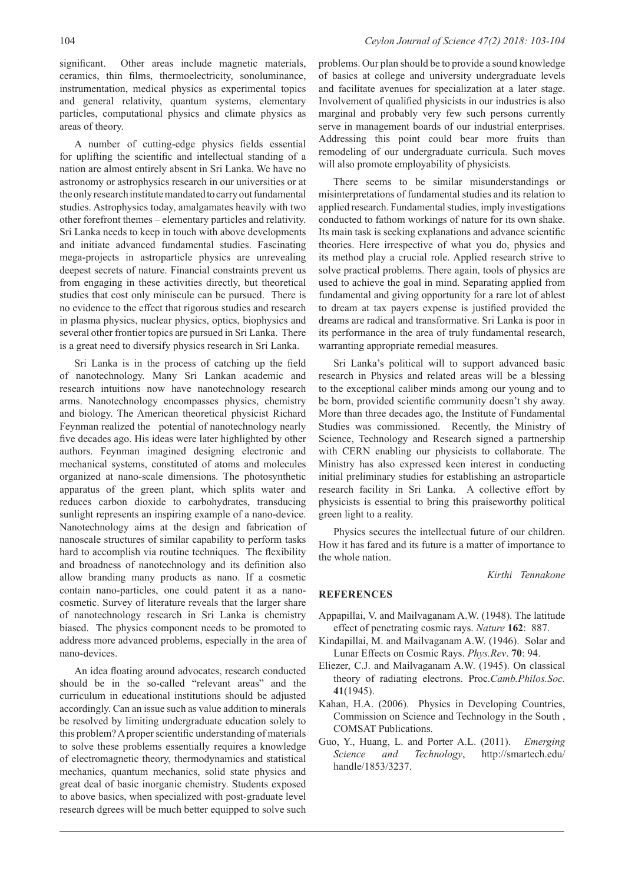significant. Other areas include magnetic materials, ceramics, thin films, thermoelectricity, sonoluminance, instrumentation, medical physics as experimental topics and general relativity, quantum systems, elementary particles, computational physics and climate physics as areas of theory.

A number of cutting-edge physics fields essential for uplifting the scientific and intellectual standing of a nation are almost entirely absent in Sri Lanka. We have no astronomy or astrophysics research in our universities or at the only research institute mandated to carry out fundamental studies. Astrophysics today, amalgamates heavily with two other forefront themes – elementary particles and relativity. Sri Lanka needs to keep in touch with above developments and initiate advanced fundamental studies. Fascinating mega-projects in astroparticle physics are unrevealing deepest secrets of nature. Financial constraints prevent us from engaging in these activities directly, but theoretical studies that cost only miniscule can be pursued. There is no evidence to the effect that rigorous studies and research in plasma physics, nuclear physics, optics, biophysics and several other frontier topics are pursued in Sri Lanka. There is a great need to diversify physics research in Sri Lanka.

Sri Lanka is in the process of catching up the field of nanotechnology. Many Sri Lankan academic and research intuitions now have nanotechnology research arms. Nanotechnology encompasses physics, chemistry and biology. The American theoretical physicist Richard Feynman realized the potential of nanotechnology nearly five decades ago. His ideas were later highlighted by other authors. Feynman imagined designing electronic and mechanical systems, constituted of atoms and molecules organized at nano-scale dimensions. The photosynthetic apparatus of the green plant, which splits water and reduces carbon dioxide to carbohydrates, transducing sunlight represents an inspiring example of a nano-device. Nanotechnology aims at the design and fabrication of nanoscale structures of similar capability to perform tasks hard to accomplish via routine techniques. The flexibility and broadness of nanotechnology and its definition also allow branding many products as nano. If a cosmetic contain nano-particles, one could patent it as a nano-cosmetic. Survey of literature reveals that the larger share of nanotechnology research in Sri Lanka is chemistry biased. The physics component needs to be promoted to address more advanced problems, especially in the area of nano-devices.

An idea floating around advocates, research conducted should be in the so-called "relevant areas" and the curriculum in educational institutions should be adjusted accordingly. Can an issue such as value addition to minerals be resolved by limiting undergraduate education solely to this problem? A proper scientific understanding of materials to solve these problems essentially requires a knowledge of electromagnetic theory, thermodynamics and statistical mechanics, quantum mechanics, solid state physics and great deal of basic inorganic chemistry. Students exposed to above basics, when specialized with post-graduate level research dgrees will be much better equipped to solve such problems. Our plan should be to provide a sound knowledge of basics at college and university undergraduate levels and facilitate avenues for specialization at a later stage. Involvement of qualified physicists in our industries is also marginal and probably very few such persons currently serve in management boards of our industrial enterprises. Addressing this point could bear more fruits than remodeling of our undergraduate curricula. Such moves will also promote employability of physicists.

There seems to be similar misunderstandings or misinterpretations of fundamental studies and its relation to applied research. Fundamental studies, imply investigations conducted to fathom workings of nature for its own shake. Its main task is seeking explanations and advance scientific theories. Here irrespective of what you do, physics and its method play a crucial role. Applied research strive to solve practical problems. There again, tools of physics are used to achieve the goal in mind. Separating applied from fundamental and giving opportunity for a rare lot of ablest to dream at tax payers expense is justified provided the dreams are radical and transformative. Sri Lanka is poor in its performance in the area of truly fundamental research, warranting appropriate remedial measures.

Sri Lanka's political will to support advanced basic research in Physics and related areas will be a blessing to the exceptional caliber minds among our young and to be born, provided scientific community doesn't shy away. More than three decades ago, the Institute of Fundamental Studies was commissioned. Recently, the Ministry of Science, Technology and Research signed a partnership with CERN enabling our physicists to collaborate. The Ministry has also expressed keen interest in conducting initial preliminary studies for establishing an astroparticle research facility in Sri Lanka. A collective effort by physicists is essential to bring this praiseworthy political green light to a reality.

Physics secures the intellectual future of our children. How it has fared and its future is a matter of importance to the whole nation.

*Kirthi Tennakone*

## REFERENCES

Appapillai, V. and Mailvaganam A.W. (1948). The latitude effect of penetrating cosmic rays. *Nature* **162**: 887.

Kindapillai, M. and Mailvaganam A.W. (1946). Solar and Lunar Effects on Cosmic Rays. *Phys.Rev*. **70**: 94.

Eliezer, C.J. and Mailvaganam A.W. (1945). On classical theory of radiating electrons. Proc.*Camb.Philos.Soc.* **41**(1945).

Kahan, H.A. (2006). Physics in Developing Countries, Commission on Science and Technology in the South , COMSAT Publications.

Guo, Y., Huang, L. and Porter A.L. (2011). *Emerging Science and Technology*, http://smartech.edu/handle/1853/3237.